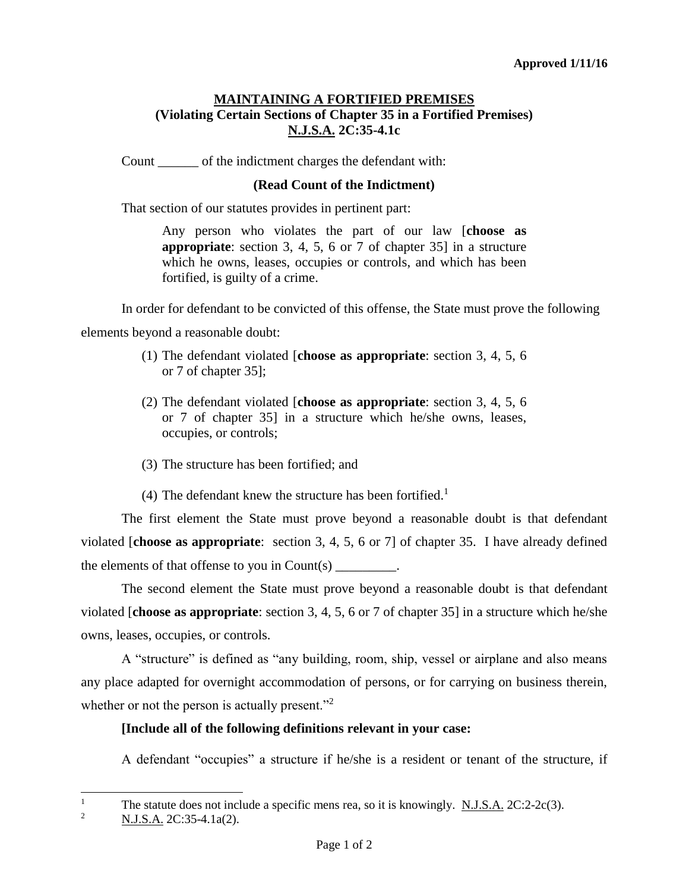**Approved 1/11/16**

# MAINTAINING A FORTIFIED PREMISES
## (Violating Certain Sections of Chapter 35 in a Fortified Premises)
## N.J.S.A. 2C:35-4.1c

Count ______ of the indictment charges the defendant with:

**(Read Count of the Indictment)**

That section of our statutes provides in pertinent part:

> Any person who violates the part of our law [**choose as appropriate**: section 3, 4, 5, 6 or 7 of chapter 35] in a structure which he owns, leases, occupies or controls, and which has been fortified, is guilty of a crime.

In order for defendant to be convicted of this offense, the State must prove the following elements beyond a reasonable doubt:

(1) The defendant violated [**choose as appropriate**: section 3, 4, 5, 6 or 7 of chapter 35];

(2) The defendant violated [**choose as appropriate**: section 3, 4, 5, 6 or 7 of chapter 35] in a structure which he/she owns, leases, occupies, or controls;

(3) The structure has been fortified; and

(4) The defendant knew the structure has been fortified.[1]

The first element the State must prove beyond a reasonable doubt is that defendant violated [**choose as appropriate**: section 3, 4, 5, 6 or 7] of chapter 35. I have already defined the elements of that offense to you in Count(s) _________.

The second element the State must prove beyond a reasonable doubt is that defendant violated [**choose as appropriate**: section 3, 4, 5, 6 or 7 of chapter 35] in a structure which he/she owns, leases, occupies, or controls.

A "structure" is defined as "any building, room, ship, vessel or airplane and also means any place adapted for overnight accommodation of persons, or for carrying on business therein, whether or not the person is actually present."[2]

**[Include all of the following definitions relevant in your case:**

A defendant "occupies" a structure if he/she is a resident or tenant of the structure, if

---

[1] The statute does not include a specific mens rea, so it is knowingly. N.J.S.A. 2C:2-2c(3).

[2] N.J.S.A. 2C:35-4.1a(2).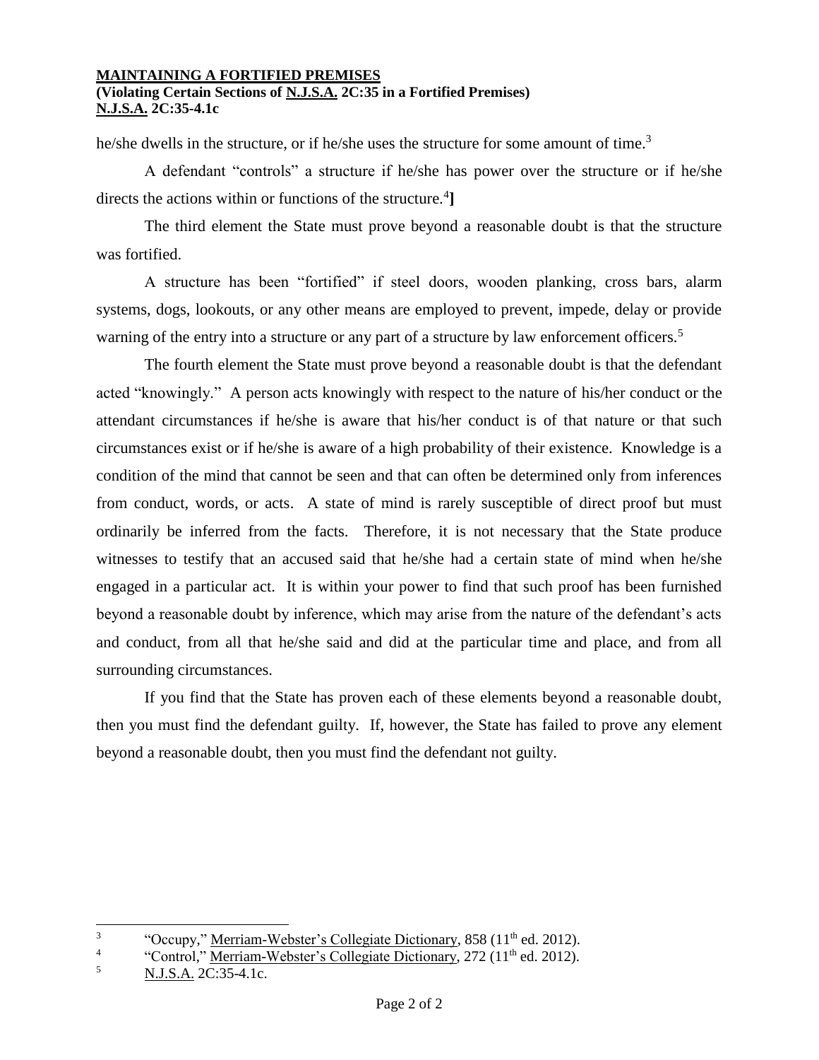he/she dwells in the structure, or if he/she uses the structure for some amount of time.[3]

A defendant "controls" a structure if he/she has power over the structure or if he/she directs the actions within or functions of the structure.[4]]

The third element the State must prove beyond a reasonable doubt is that the structure was fortified.

A structure has been "fortified" if steel doors, wooden planking, cross bars, alarm systems, dogs, lookouts, or any other means are employed to prevent, impede, delay or provide warning of the entry into a structure or any part of a structure by law enforcement officers.[5]

The fourth element the State must prove beyond a reasonable doubt is that the defendant acted "knowingly." A person acts knowingly with respect to the nature of his/her conduct or the attendant circumstances if he/she is aware that his/her conduct is of that nature or that such circumstances exist or if he/she is aware of a high probability of their existence. Knowledge is a condition of the mind that cannot be seen and that can often be determined only from inferences from conduct, words, or acts. A state of mind is rarely susceptible of direct proof but must ordinarily be inferred from the facts. Therefore, it is not necessary that the State produce witnesses to testify that an accused said that he/she had a certain state of mind when he/she engaged in a particular act. It is within your power to find that such proof has been furnished beyond a reasonable doubt by inference, which may arise from the nature of the defendant's acts and conduct, from all that he/she said and did at the particular time and place, and from all surrounding circumstances.

If you find that the State has proven each of these elements beyond a reasonable doubt, then you must find the defendant guilty. If, however, the State has failed to prove any element beyond a reasonable doubt, then you must find the defendant not guilty.

---

[3] "Occupy," Merriam-Webster's Collegiate Dictionary, 858 (11th ed. 2012).

[4] "Control," Merriam-Webster's Collegiate Dictionary, 272 (11th ed. 2012).

[5] N.J.S.A. 2C:35-4.1c.